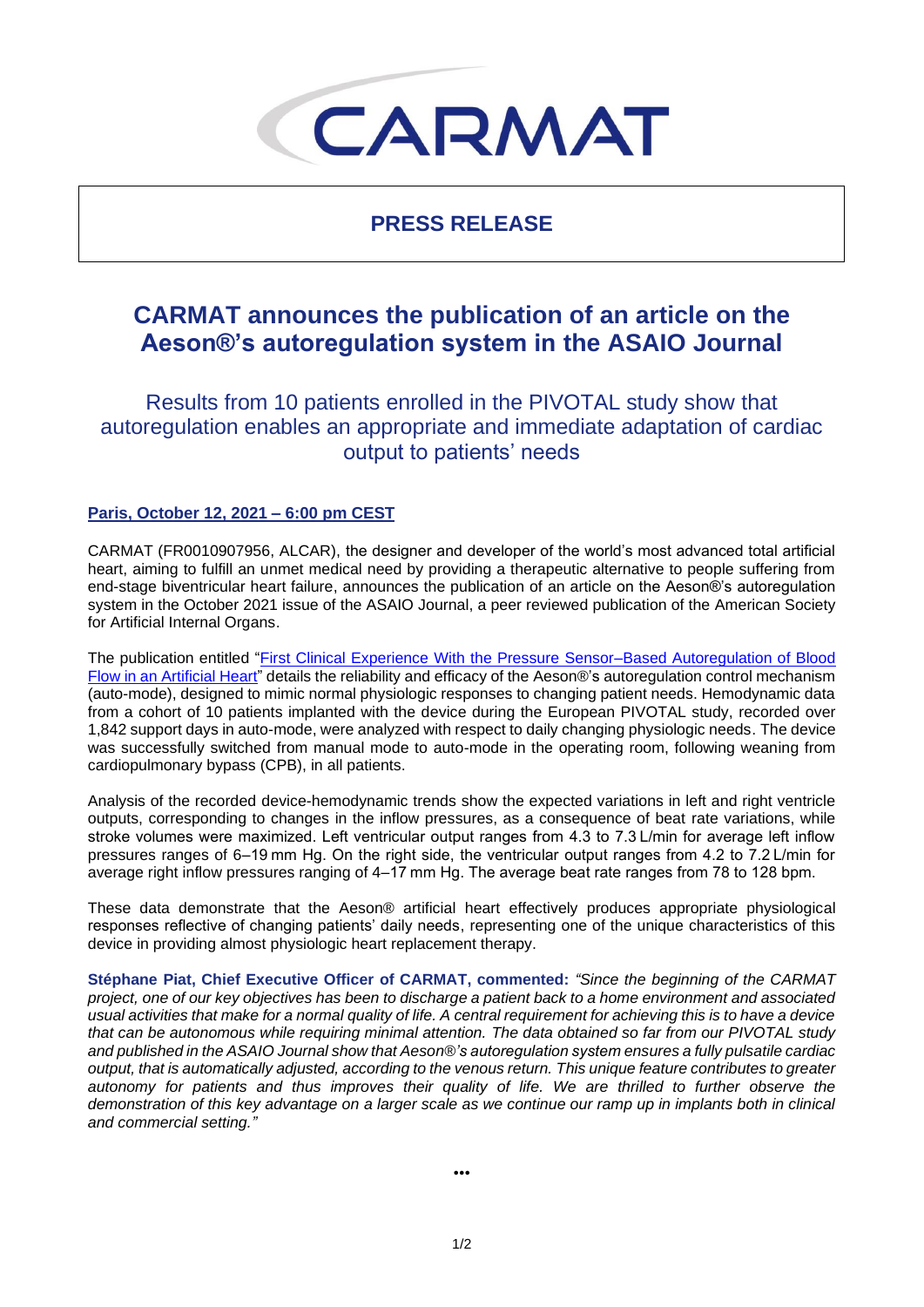CARMAT

**PRESS RELEASE**

# CARMAT announces the publication of an article on the Aeson®'s autoregulation system in the ASAIO Journal

## Results from 10 patients enrolled in the PIVOTAL study show that autoregulation enables an appropriate and immediate adaptation of cardiac output to patients' needs

**Paris, October 12, 2021 – 6:00 pm CEST**

CARMAT (FR0010907956, ALCAR), the designer and developer of the world's most advanced total artificial heart, aiming to fulfill an unmet medical need by providing a therapeutic alternative to people suffering from end-stage biventricular heart failure, announces the publication of an article on the Aeson®'s autoregulation system in the October 2021 issue of the ASAIO Journal, a peer reviewed publication of the American Society for Artificial Internal Organs.

The publication entitled "First Clinical Experience With the Pressure Sensor–Based Autoregulation of Blood Flow in an Artificial Heart" details the reliability and efficacy of the Aeson®'s autoregulation control mechanism (auto-mode), designed to mimic normal physiologic responses to changing patient needs. Hemodynamic data from a cohort of 10 patients implanted with the device during the European PIVOTAL study, recorded over 1,842 support days in auto-mode, were analyzed with respect to daily changing physiologic needs. The device was successfully switched from manual mode to auto-mode in the operating room, following weaning from cardiopulmonary bypass (CPB), in all patients.

Analysis of the recorded device-hemodynamic trends show the expected variations in left and right ventricle outputs, corresponding to changes in the inflow pressures, as a consequence of beat rate variations, while stroke volumes were maximized. Left ventricular output ranges from 4.3 to 7.3 L/min for average left inflow pressures ranges of 6–19 mm Hg. On the right side, the ventricular output ranges from 4.2 to 7.2 L/min for average right inflow pressures ranging of 4–17 mm Hg. The average beat rate ranges from 78 to 128 bpm.

These data demonstrate that the Aeson® artificial heart effectively produces appropriate physiological responses reflective of changing patients' daily needs, representing one of the unique characteristics of this device in providing almost physiologic heart replacement therapy.

**Stéphane Piat, Chief Executive Officer of CARMAT, commented:** *"Since the beginning of the CARMAT project, one of our key objectives has been to discharge a patient back to a home environment and associated usual activities that make for a normal quality of life. A central requirement for achieving this is to have a device that can be autonomous while requiring minimal attention. The data obtained so far from our PIVOTAL study and published in the ASAIO Journal show that Aeson®'s autoregulation system ensures a fully pulsatile cardiac output, that is automatically adjusted, according to the venous return. This unique feature contributes to greater autonomy for patients and thus improves their quality of life. We are thrilled to further observe the demonstration of this key advantage on a larger scale as we continue our ramp up in implants both in clinical and commercial setting."*

•••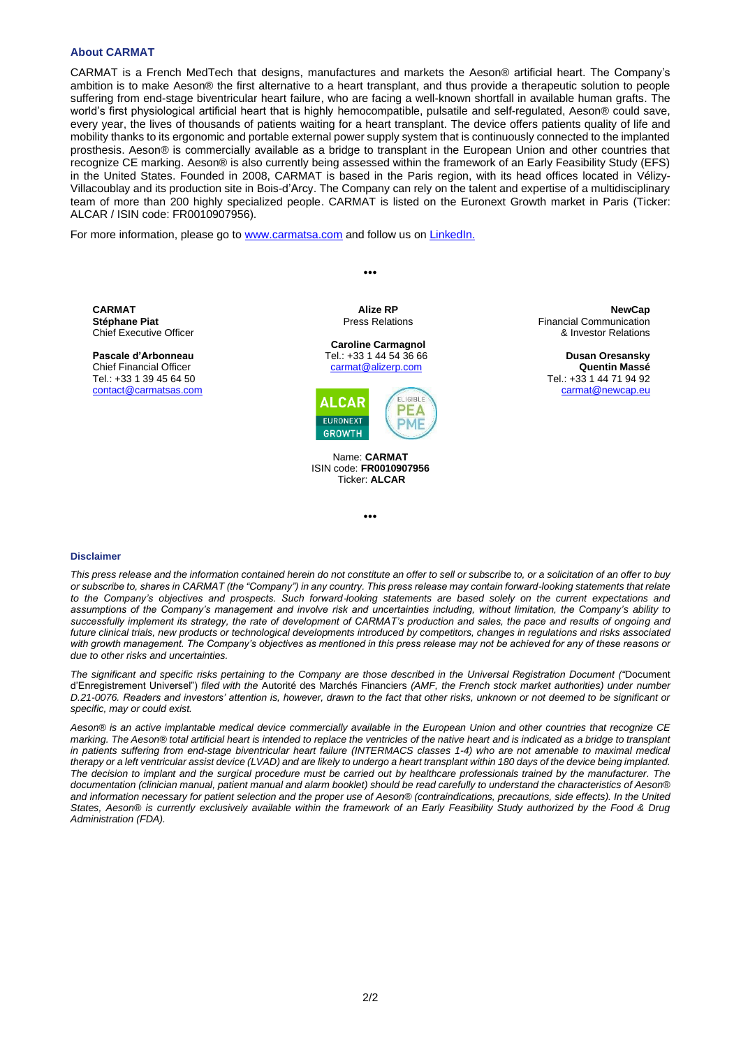### About CARMAT

CARMAT is a French MedTech that designs, manufactures and markets the Aeson® artificial heart. The Company's ambition is to make Aeson® the first alternative to a heart transplant, and thus provide a therapeutic solution to people suffering from end-stage biventricular heart failure, who are facing a well-known shortfall in available human grafts. The world's first physiological artificial heart that is highly hemocompatible, pulsatile and self-regulated, Aeson® could save, every year, the lives of thousands of patients waiting for a heart transplant. The device offers patients quality of life and mobility thanks to its ergonomic and portable external power supply system that is continuously connected to the implanted prosthesis. Aeson® is commercially available as a bridge to transplant in the European Union and other countries that recognize CE marking. Aeson® is also currently being assessed within the framework of an Early Feasibility Study (EFS) in the United States. Founded in 2008, CARMAT is based in the Paris region, with its head offices located in Vélizy-Villacoublay and its production site in Bois-d'Arcy. The Company can rely on the talent and expertise of a multidisciplinary team of more than 200 highly specialized people. CARMAT is listed on the Euronext Growth market in Paris (Ticker: ALCAR / ISIN code: FR0010907956).

For more information, please go to [www.carmatsa.com](http://www.carmatsa.com) and follow us on [LinkedIn.](#)

•••

**CARMAT**
**Stéphane Piat**
Chief Executive Officer

**Pascale d'Arbonneau**
Chief Financial Officer
Tel.: +33 1 39 45 64 50
contact@carmatsas.com

**Alize RP**
Press Relations

**Caroline Carmagnol**
Tel.: +33 1 44 54 36 66
carmat@alizerp.com

**NewCap**
Financial Communication
& Investor Relations

**Dusan Oresansky**
**Quentin Massé**
Tel.: +33 1 44 71 94 92
carmat@newcap.eu

ALCAR EURONEXT GROWTH

ELIGIBLE PEA PME

Name: **CARMAT**
ISIN code: **FR0010907956**
Ticker: **ALCAR**

•••

#### Disclaimer

*This press release and the information contained herein do not constitute an offer to sell or subscribe to, or a solicitation of an offer to buy or subscribe to, shares in CARMAT (the "Company") in any country. This press release may contain forward-looking statements that relate to the Company's objectives and prospects. Such forward-looking statements are based solely on the current expectations and assumptions of the Company's management and involve risk and uncertainties including, without limitation, the Company's ability to successfully implement its strategy, the rate of development of CARMAT's production and sales, the pace and results of ongoing and future clinical trials, new products or technological developments introduced by competitors, changes in regulations and risks associated with growth management. The Company's objectives as mentioned in this press release may not be achieved for any of these reasons or due to other risks and uncertainties.*

*The significant and specific risks pertaining to the Company are those described in the Universal Registration Document ("*Document d'Enregistrement Universel"*) filed with the* Autorité des Marchés Financiers *(AMF, the French stock market authorities) under number D.21-0076. Readers and investors' attention is, however, drawn to the fact that other risks, unknown or not deemed to be significant or specific, may or could exist.*

*Aeson® is an active implantable medical device commercially available in the European Union and other countries that recognize CE marking. The Aeson® total artificial heart is intended to replace the ventricles of the native heart and is indicated as a bridge to transplant in patients suffering from end-stage biventricular heart failure (INTERMACS classes 1-4) who are not amenable to maximal medical therapy or a left ventricular assist device (LVAD) and are likely to undergo a heart transplant within 180 days of the device being implanted. The decision to implant and the surgical procedure must be carried out by healthcare professionals trained by the manufacturer. The documentation (clinician manual, patient manual and alarm booklet) should be read carefully to understand the characteristics of Aeson® and information necessary for patient selection and the proper use of Aeson® (contraindications, precautions, side effects). In the United States, Aeson® is currently exclusively available within the framework of an Early Feasibility Study authorized by the Food & Drug Administration (FDA).*